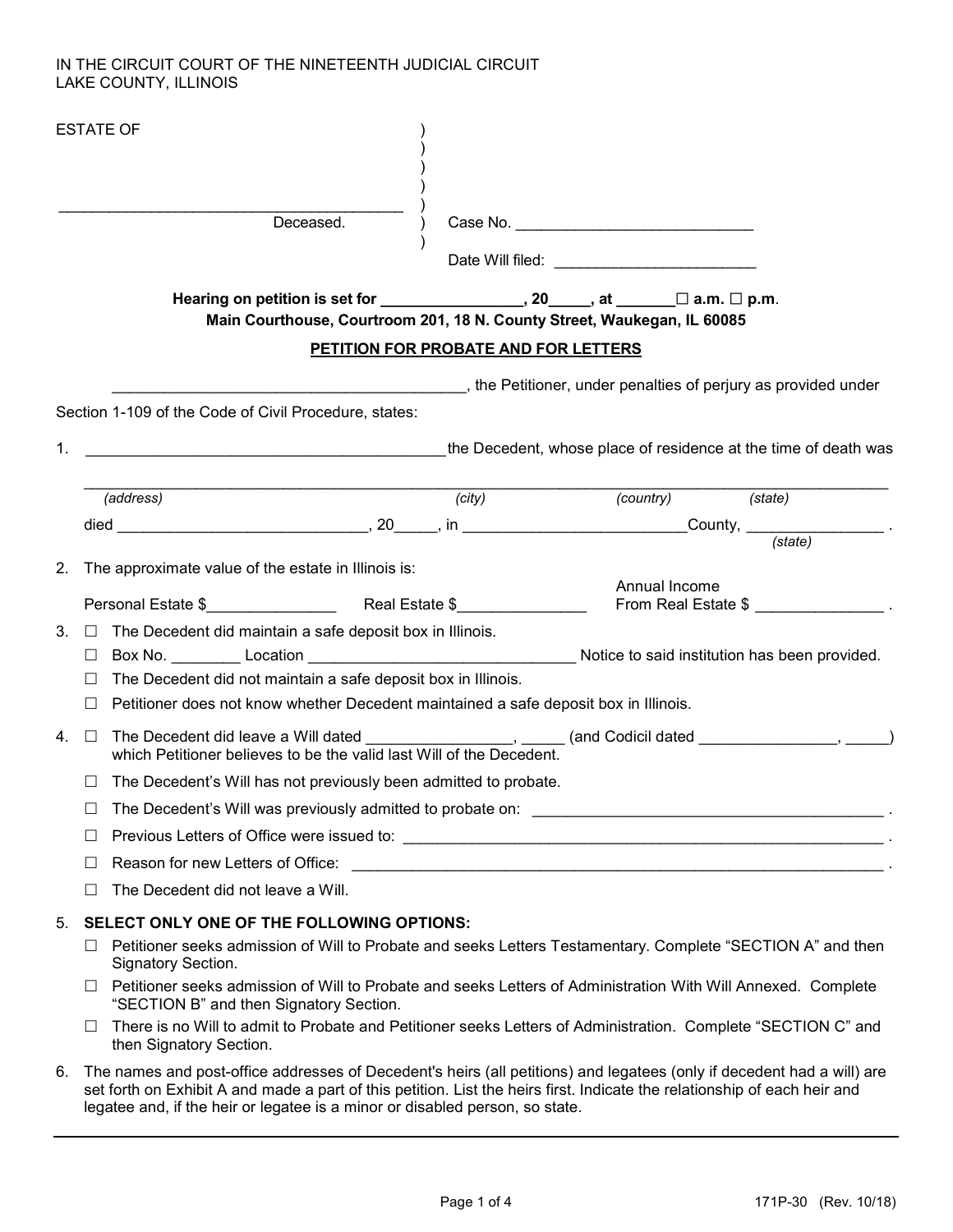IN THE CIRCUIT COURT OF THE NINETEENTH JUDICIAL CIRCUIT
LAKE COUNTY, ILLINOIS

ESTATE OF )
)
)
)
__________________________________________ )
Deceased. ) Case No. ____________________________
)
Date Will filed: ________________________

**Hearing on petition is set for _________________, 20_____, at _______☐ a.m. ☐ p.m.**
**Main Courthouse, Courtroom 201, 18 N. County Street, Waukegan, IL 60085**

**PETITION FOR PROBATE AND FOR LETTERS**

__________________________________________, the Petitioner, under penalties of perjury as provided under Section 1-109 of the Code of Civil Procedure, states:

1. __________________________________________the Decedent, whose place of residence at the time of death was

   ________________________________________________________________________________
   *(address)* *(city)* *(country)* *(state)*

   died ______________________________, 20_____, in __________________________County, ________________ .
   *(state)*

2. The approximate value of the estate in Illinois is:

   Personal Estate $_______________ Real Estate $_______________ Annual Income From Real Estate $ _______________ .

3. ☐ The Decedent did maintain a safe deposit box in Illinois.
   ☐ Box No. ________ Location ________________________________ Notice to said institution has been provided.
   ☐ The Decedent did not maintain a safe deposit box in Illinois.
   ☐ Petitioner does not know whether Decedent maintained a safe deposit box in Illinois.

4. ☐ The Decedent did leave a Will dated _________________, _____ (and Codicil dated ________________, _____) which Petitioner believes to be the valid last Will of the Decedent.
   ☐ The Decedent's Will has not previously been admitted to probate.
   ☐ The Decedent's Will was previously admitted to probate on: __________________________________________ .
   ☐ Previous Letters of Office were issued to: ____________________________________________________________ .
   ☐ Reason for new Letters of Office: ________________________________________________________________ .
   ☐ The Decedent did not leave a Will.

5. **SELECT ONLY ONE OF THE FOLLOWING OPTIONS:**
   ☐ Petitioner seeks admission of Will to Probate and seeks Letters Testamentary. Complete "SECTION A" and then Signatory Section.
   ☐ Petitioner seeks admission of Will to Probate and seeks Letters of Administration With Will Annexed. Complete "SECTION B" and then Signatory Section.
   ☐ There is no Will to admit to Probate and Petitioner seeks Letters of Administration. Complete "SECTION C" and then Signatory Section.

6. The names and post-office addresses of Decedent's heirs (all petitions) and legatees (only if decedent had a will) are set forth on Exhibit A and made a part of this petition. List the heirs first. Indicate the relationship of each heir and legatee and, if the heir or legatee is a minor or disabled person, so state.

171P-30 (Rev. 10/18)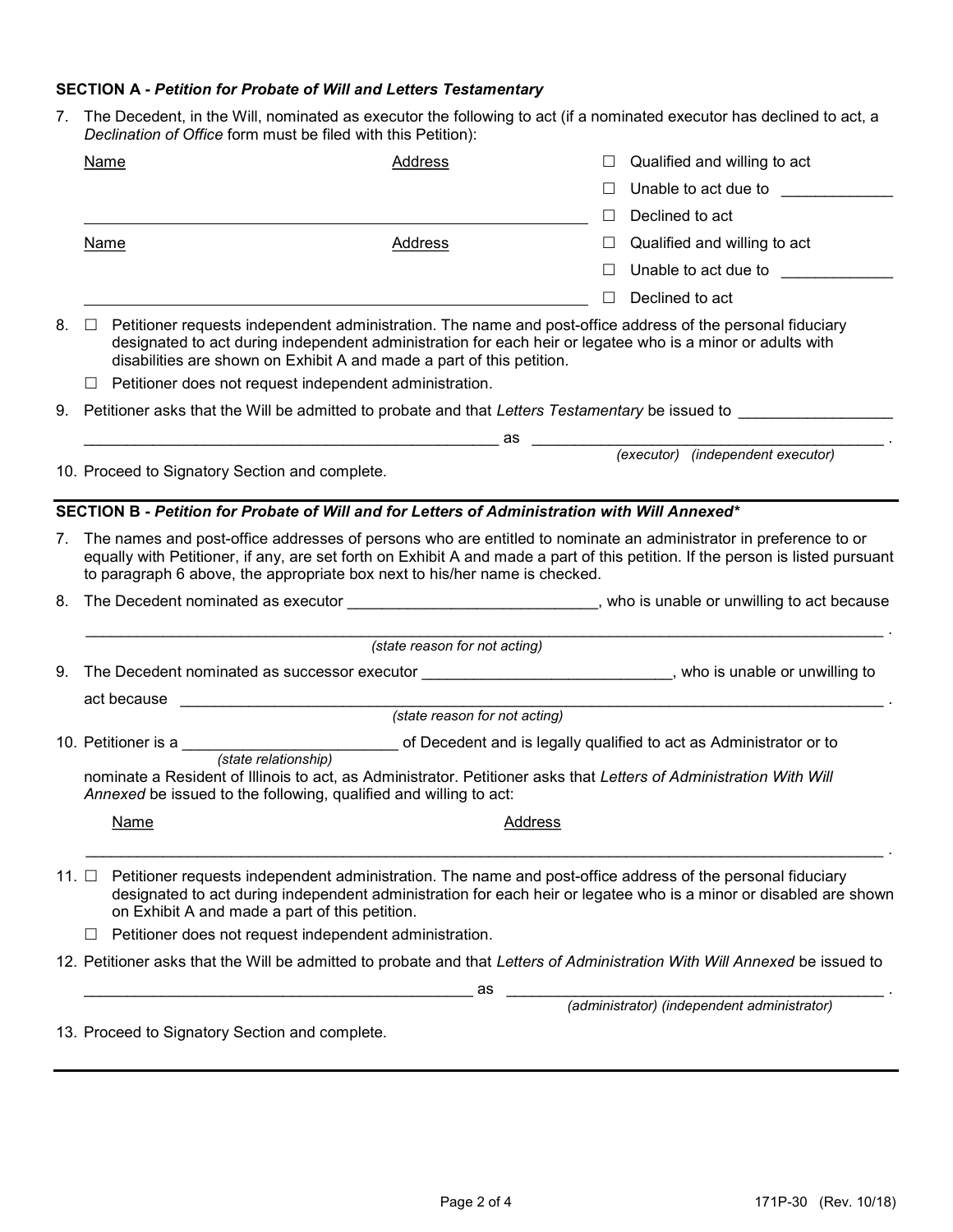**SECTION A -** ***Petition for Probate of Will and Letters Testamentary***

7. The Decedent, in the Will, nominated as executor the following to act (if a nominated executor has declined to act, a *Declination of Office* form must be filed with this Petition):

| Name | Address | |
|---|---|---|
| | | ☐ Qualified and willing to act |
| | | ☐ Unable to act due to ____________ |
| ______________________________ | ______________________________ | ☐ Declined to act |

| Name | Address | |
|---|---|---|
| | | ☐ Qualified and willing to act |
| | | ☐ Unable to act due to ____________ |
| ______________________________ | ______________________________ | ☐ Declined to act |

8. ☐ Petitioner requests independent administration. The name and post-office address of the personal fiduciary designated to act during independent administration for each heir or legatee who is a minor or adults with disabilities are shown on Exhibit A and made a part of this petition.

   ☐ Petitioner does not request independent administration.

9. Petitioner asks that the Will be admitted to probate and that *Letters Testamentary* be issued to _________________

   ________________________________________________ as ________________________________________ .
   *(executor) (independent executor)*

10. Proceed to Signatory Section and complete.

**SECTION B -** ***Petition for Probate of Will and for Letters of Administration with Will Annexed****

7. The names and post-office addresses of persons who are entitled to nominate an administrator in preference to or equally with Petitioner, if any, are set forth on Exhibit A and made a part of this petition. If the person is listed pursuant to paragraph 6 above, the appropriate box next to his/her name is checked.

8. The Decedent nominated as executor ____________________________, who is unable or unwilling to act because

   ______________________________________________________________________________________ .
   *(state reason for not acting)*

9. The Decedent nominated as successor executor ____________________________, who is unable or unwilling to act because ______________________________________________________________________ .
   *(state reason for not acting)*

10. Petitioner is a ________________________ of Decedent and is legally qualified to act as Administrator or to
    *(state relationship)*
    nominate a Resident of Illinois to act, as Administrator. Petitioner asks that *Letters of Administration With Will Annexed* be issued to the following, qualified and willing to act:

    Name Address

    ______________________________________________________________________________________ .

11. ☐ Petitioner requests independent administration. The name and post-office address of the personal fiduciary designated to act during independent administration for each heir or legatee who is a minor or disabled are shown on Exhibit A and made a part of this petition.

    ☐ Petitioner does not request independent administration.

12. Petitioner asks that the Will be admitted to probate and that *Letters of Administration With Will Annexed* be issued to

    ______________________________________________ as ____________________________________________ .
    *(administrator) (independent administrator)*

13. Proceed to Signatory Section and complete.

171P-30 (Rev. 10/18)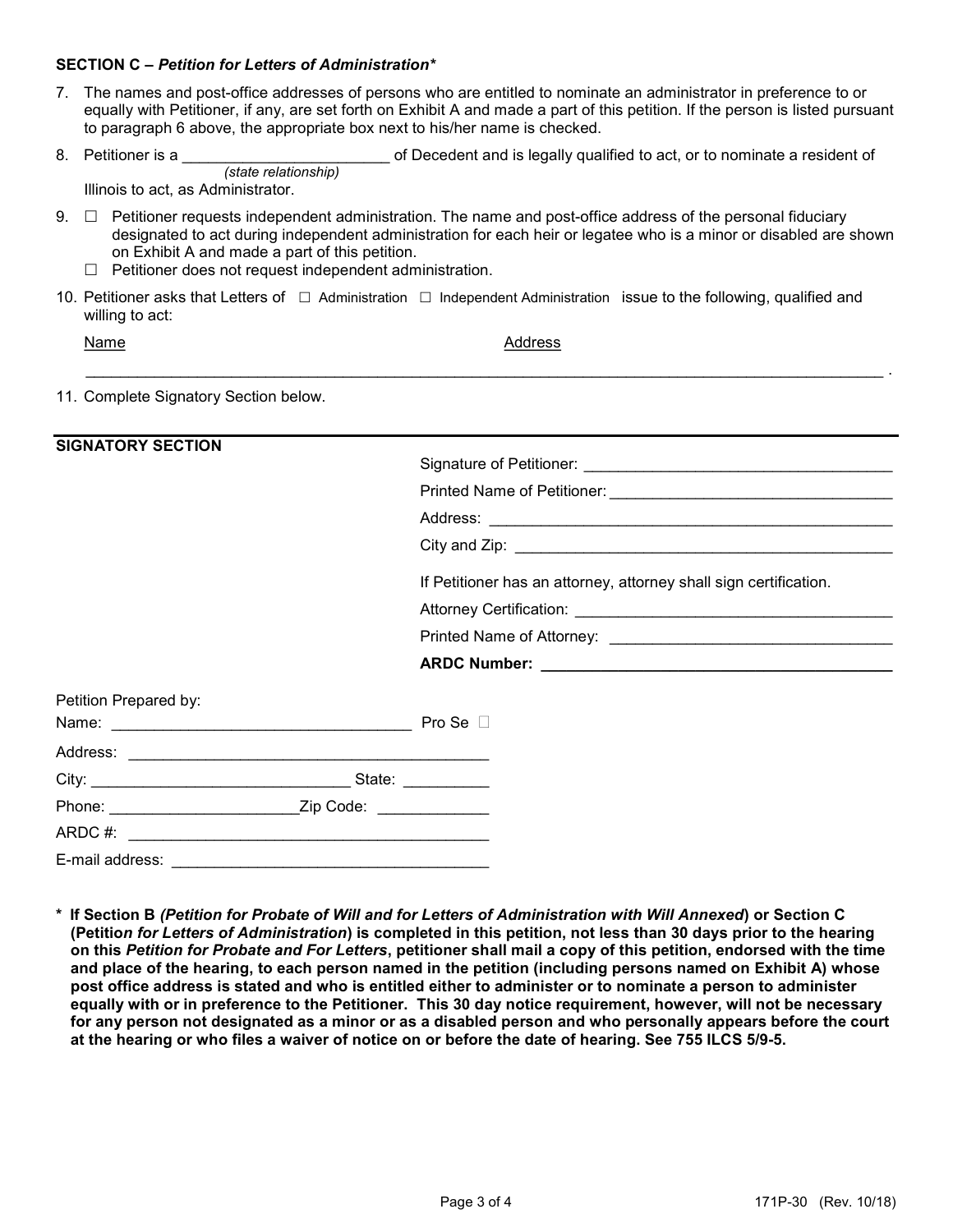**SECTION C –** ***Petition for Letters of Administration****

7. The names and post-office addresses of persons who are entitled to nominate an administrator in preference to or equally with Petitioner, if any, are set forth on Exhibit A and made a part of this petition. If the person is listed pursuant to paragraph 6 above, the appropriate box next to his/her name is checked.

8. Petitioner is a ________________________ of Decedent and is legally qualified to act, or to nominate a resident of
   *(state relationship)*
   Illinois to act, as Administrator.

9. ☐ Petitioner requests independent administration. The name and post-office address of the personal fiduciary designated to act during independent administration for each heir or legatee who is a minor or disabled are shown on Exhibit A and made a part of this petition.
   ☐ Petitioner does not request independent administration.

10. Petitioner asks that Letters of ☐ Administration ☐ Independent Administration issue to the following, qualified and willing to act:

    Name Address

    ____________________________________________________________________________________________ .

11. Complete Signatory Section below.

---

**SIGNATORY SECTION**

Signature of Petitioner: ____________________________________

Printed Name of Petitioner: ________________________________

Address: ________________________________________________

City and Zip: ____________________________________________

If Petitioner has an attorney, attorney shall sign certification.

Attorney Certification: ____________________________________

Printed Name of Attorney: _________________________________

**ARDC Number: ________________________________________**

Petition Prepared by:

Name: __________________________________ Pro Se ☐

Address: ________________________________________

City: ____________________________ State: __________

Phone: _____________________ Zip Code: ____________

ARDC #: ________________________________________

E-mail address: ____________________________________

**\* If Section B *(Petition for Probate of Will and for Letters of Administration with Will Annexed*) or Section C (Petitio*n for Letters of Administration*) is completed in this petition, not less than 30 days prior to the hearing on this *Petition for Probate and For Letters*, petitioner shall mail a copy of this petition, endorsed with the time and place of the hearing, to each person named in the petition (including persons named on Exhibit A) whose post office address is stated and who is entitled either to administer or to nominate a person to administer equally with or in preference to the Petitioner. This 30 day notice requirement, however, will not be necessary for any person not designated as a minor or as a disabled person and who personally appears before the court at the hearing or who files a waiver of notice on or before the date of hearing. See 755 ILCS 5/9-5.**

171P-30 (Rev. 10/18)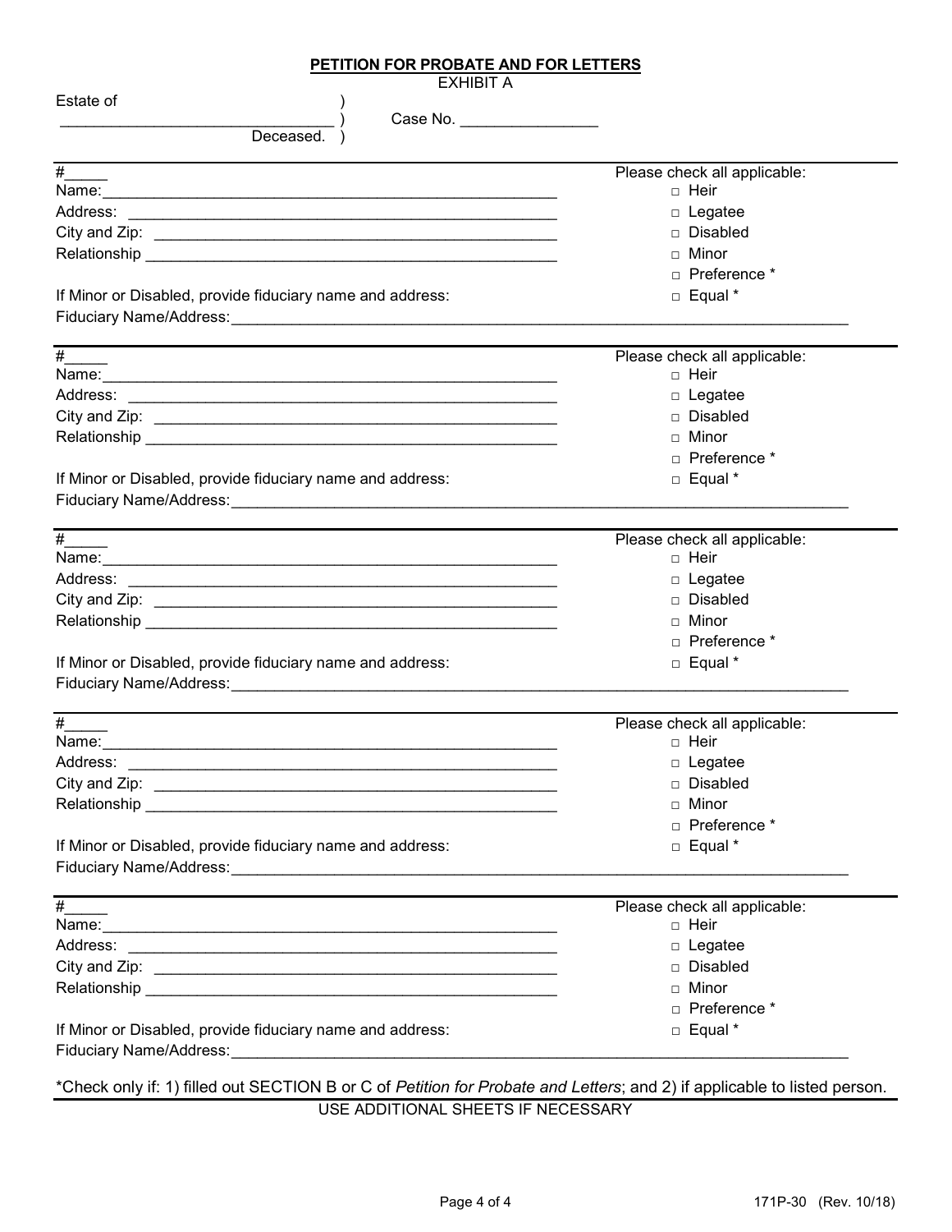**PETITION FOR PROBATE AND FOR LETTERS**

EXHIBIT A

Estate of )
______________________________ ) Case No. ________________
Deceased. )

---

#_____
Name:_____________________________________________________
Address: __________________________________________________
City and Zip: ______________________________________________
Relationship _______________________________________________

If Minor or Disabled, provide fiduciary name and address:
Fiduciary Name/Address:____________________________________________________________

Please check all applicable:
- □ Heir
- □ Legatee
- □ Disabled
- □ Minor
- □ Preference *
- □ Equal *

---

#_____
Name:_____________________________________________________
Address: __________________________________________________
City and Zip: ______________________________________________
Relationship _______________________________________________

If Minor or Disabled, provide fiduciary name and address:
Fiduciary Name/Address:____________________________________________________________

Please check all applicable:
- □ Heir
- □ Legatee
- □ Disabled
- □ Minor
- □ Preference *
- □ Equal *

---

#_____
Name:_____________________________________________________
Address: __________________________________________________
City and Zip: ______________________________________________
Relationship _______________________________________________

If Minor or Disabled, provide fiduciary name and address:
Fiduciary Name/Address:____________________________________________________________

Please check all applicable:
- □ Heir
- □ Legatee
- □ Disabled
- □ Minor
- □ Preference *
- □ Equal *

---

#_____
Name:_____________________________________________________
Address: __________________________________________________
City and Zip: ______________________________________________
Relationship _______________________________________________

If Minor or Disabled, provide fiduciary name and address:
Fiduciary Name/Address:____________________________________________________________

Please check all applicable:
- □ Heir
- □ Legatee
- □ Disabled
- □ Minor
- □ Preference *
- □ Equal *

---

#_____
Name:_____________________________________________________
Address: __________________________________________________
City and Zip: ______________________________________________
Relationship _______________________________________________

If Minor or Disabled, provide fiduciary name and address:
Fiduciary Name/Address:____________________________________________________________

Please check all applicable:
- □ Heir
- □ Legatee
- □ Disabled
- □ Minor
- □ Preference *
- □ Equal *

*Check only if: 1) filled out SECTION B or C of *Petition for Probate and Letters*; and 2) if applicable to listed person.

USE ADDITIONAL SHEETS IF NECESSARY

171P-30 (Rev. 10/18)